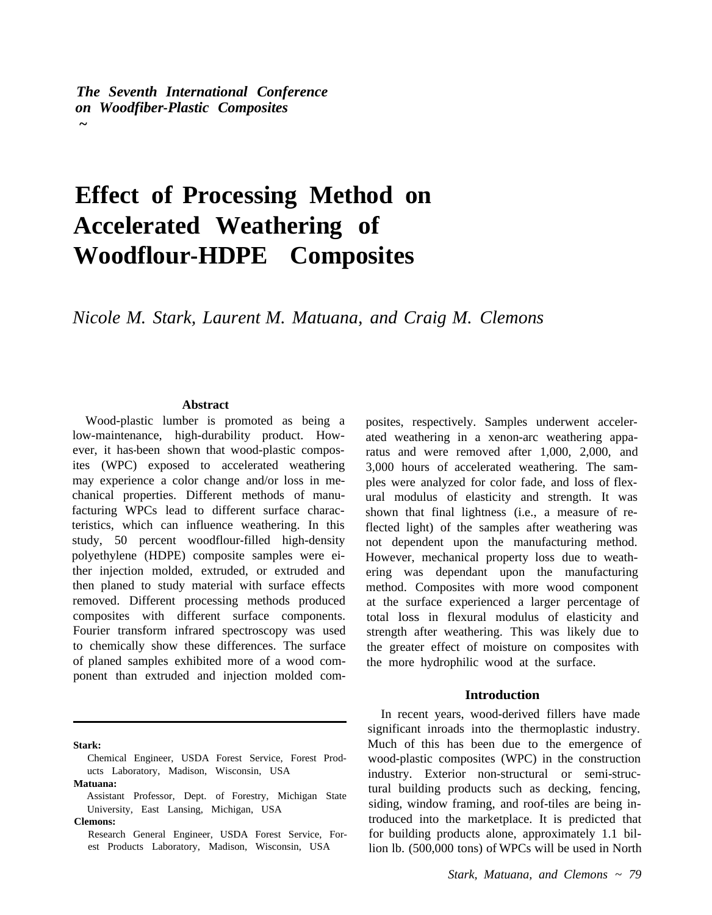*The Seventh International Conference on Woodfiber-Plastic Composites*

# Effect of Processing Method on Accelerated Weathering of Woodflour-HDPE Composites

*Nicole M. Stark, Laurent M. Matuana, and Craig M. Clemons*

## Abstract

Wood-plastic lumber is promoted as being a low-maintenance, high-durability product. However, it has been shown that wood-plastic composites (WPC) exposed to accelerated weathering may experience a color change and/or loss in mechanical properties. Different methods of manufacturing WPCs lead to different surface characteristics, which can influence weathering. In this study, 50 percent woodflour-filled high-density polyethylene (HDPE) composite samples were either injection molded, extruded, or extruded and then planed to study material with surface effects removed. Different processing methods produced composites with different surface components. Fourier transform infrared spectroscopy was used to chemically show these differences. The surface of planed samples exhibited more of a wood component than extruded and injection molded composites, respectively. Samples underwent accelerated weathering in a xenon-arc weathering apparatus and were removed after 1,000, 2,000, and 3,000 hours of accelerated weathering. The samples were analyzed for color fade, and loss of flexural modulus of elasticity and strength. It was shown that final lightness (i.e., a measure of reflected light) of the samples after weathering was not dependent upon the manufacturing method. However, mechanical property loss due to weathering was dependant upon the manufacturing method. Composites with more wood component at the surface experienced a larger percentage of total loss in flexural modulus of elasticity and strength after weathering. This was likely due to the greater effect of moisture on composites with the more hydrophilic wood at the surface.

---

**Stark:**
Chemical Engineer, USDA Forest Service, Forest Products Laboratory, Madison, Wisconsin, USA

**Matuana:**
Assistant Professor, Dept. of Forestry, Michigan State University, East Lansing, Michigan, USA

**Clemons:**
Research General Engineer, USDA Forest Service, Forest Products Laboratory, Madison, Wisconsin, USA

## Introduction

In recent years, wood-derived fillers have made significant inroads into the thermoplastic industry. Much of this has been due to the emergence of wood-plastic composites (WPC) in the construction industry. Exterior non-structural or semi-structural building products such as decking, fencing, siding, window framing, and roof-tiles are being introduced into the marketplace. It is predicted that for building products alone, approximately 1.1 billion lb. (500,000 tons) of WPCs will be used in North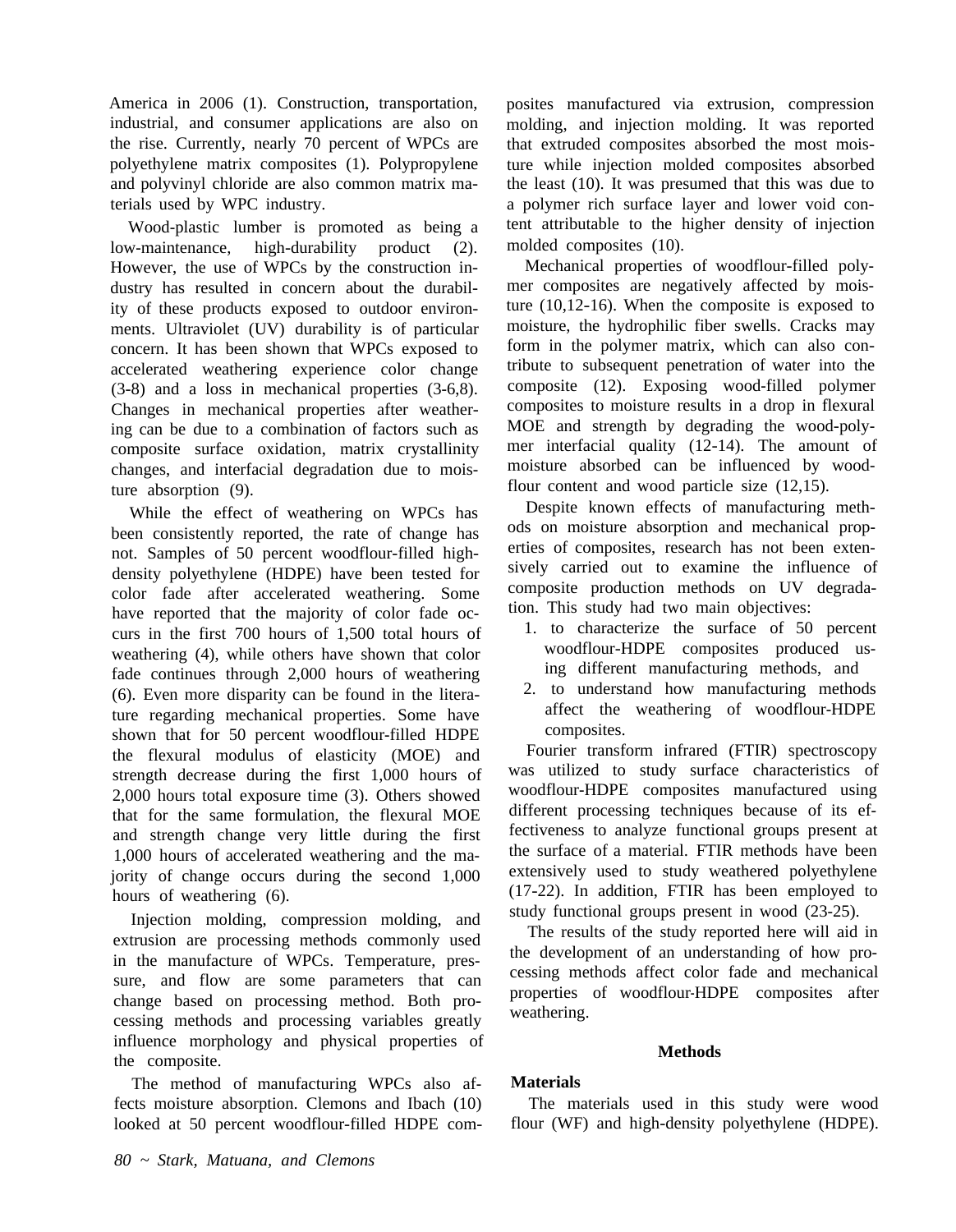America in 2006 (1). Construction, transportation, industrial, and consumer applications are also on the rise. Currently, nearly 70 percent of WPCs are polyethylene matrix composites (1). Polypropylene and polyvinyl chloride are also common matrix materials used by WPC industry.

Wood-plastic lumber is promoted as being a low-maintenance, high-durability product (2). However, the use of WPCs by the construction industry has resulted in concern about the durability of these products exposed to outdoor environments. Ultraviolet (UV) durability is of particular concern. It has been shown that WPCs exposed to accelerated weathering experience color change (3-8) and a loss in mechanical properties (3-6,8). Changes in mechanical properties after weathering can be due to a combination of factors such as composite surface oxidation, matrix crystallinity changes, and interfacial degradation due to moisture absorption (9).

While the effect of weathering on WPCs has been consistently reported, the rate of change has not. Samples of 50 percent woodflour-filled high-density polyethylene (HDPE) have been tested for color fade after accelerated weathering. Some have reported that the majority of color fade occurs in the first 700 hours of 1,500 total hours of weathering (4), while others have shown that color fade continues through 2,000 hours of weathering (6). Even more disparity can be found in the literature regarding mechanical properties. Some have shown that for 50 percent woodflour-filled HDPE the flexural modulus of elasticity (MOE) and strength decrease during the first 1,000 hours of 2,000 hours total exposure time (3). Others showed that for the same formulation, the flexural MOE and strength change very little during the first 1,000 hours of accelerated weathering and the majority of change occurs during the second 1,000 hours of weathering (6).

Injection molding, compression molding, and extrusion are processing methods commonly used in the manufacture of WPCs. Temperature, pressure, and flow are some parameters that can change based on processing method. Both processing methods and processing variables greatly influence morphology and physical properties of the composite.

The method of manufacturing WPCs also affects moisture absorption. Clemons and Ibach (10) looked at 50 percent woodflour-filled HDPE composites manufactured via extrusion, compression molding, and injection molding. It was reported that extruded composites absorbed the most moisture while injection molded composites absorbed the least (10). It was presumed that this was due to a polymer rich surface layer and lower void content attributable to the higher density of injection molded composites (10).

Mechanical properties of woodflour-filled polymer composites are negatively affected by moisture (10,12-16). When the composite is exposed to moisture, the hydrophilic fiber swells. Cracks may form in the polymer matrix, which can also contribute to subsequent penetration of water into the composite (12). Exposing wood-filled polymer composites to moisture results in a drop in flexural MOE and strength by degrading the wood-polymer interfacial quality (12-14). The amount of moisture absorbed can be influenced by woodflour content and wood particle size (12,15).

Despite known effects of manufacturing methods on moisture absorption and mechanical properties of composites, research has not been extensively carried out to examine the influence of composite production methods on UV degradation. This study had two main objectives:

1. to characterize the surface of 50 percent woodflour-HDPE composites produced using different manufacturing methods, and
2. to understand how manufacturing methods affect the weathering of woodflour-HDPE composites.

Fourier transform infrared (FTIR) spectroscopy was utilized to study surface characteristics of woodflour-HDPE composites manufactured using different processing techniques because of its effectiveness to analyze functional groups present at the surface of a material. FTIR methods have been extensively used to study weathered polyethylene (17-22). In addition, FTIR has been employed to study functional groups present in wood (23-25).

The results of the study reported here will aid in the development of an understanding of how processing methods affect color fade and mechanical properties of woodflour-HDPE composites after weathering.

## Methods

### Materials

The materials used in this study were wood flour (WF) and high-density polyethylene (HDPE).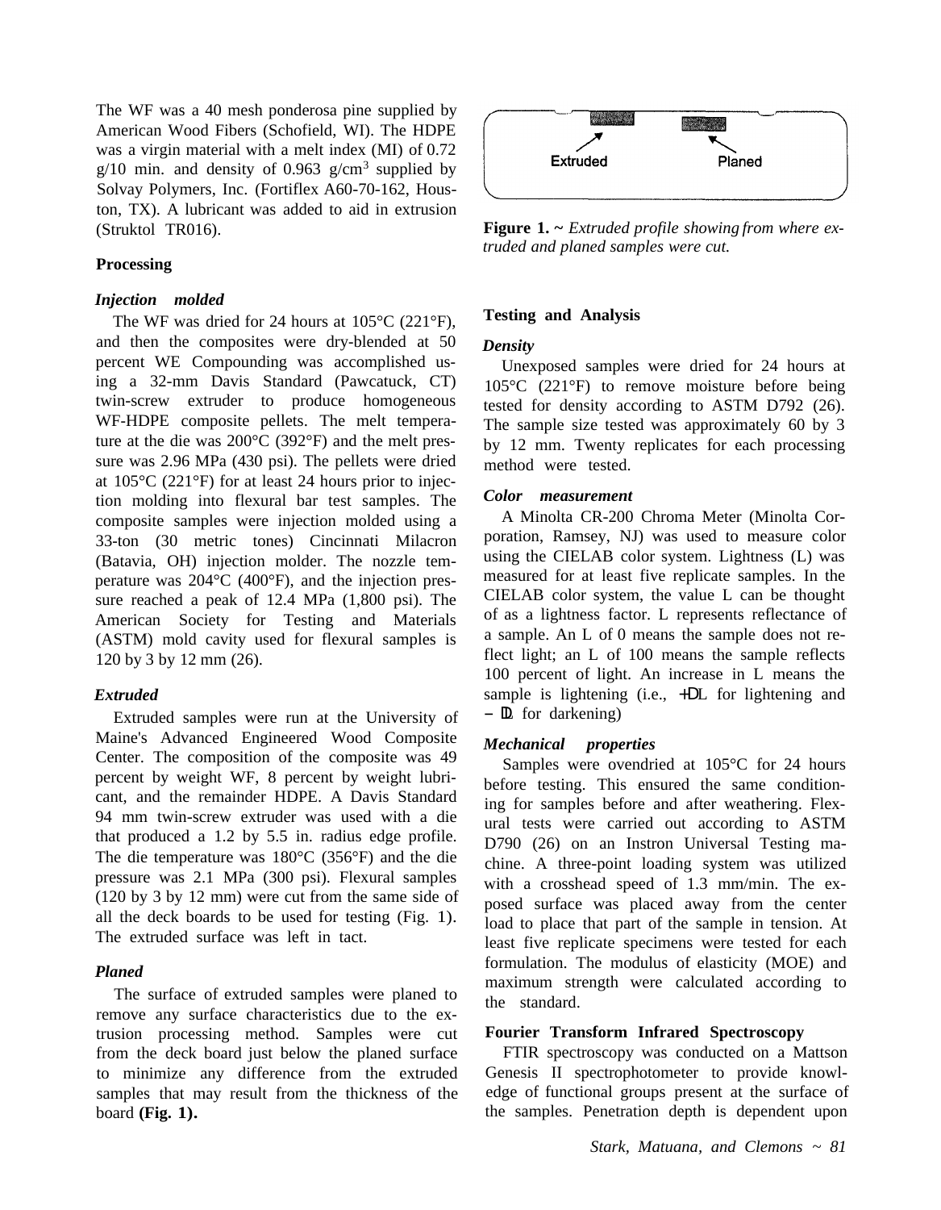The WF was a 40 mesh ponderosa pine supplied by American Wood Fibers (Schofield, WI). The HDPE was a virgin material with a melt index (MI) of 0.72 g/10 min. and density of 0.963 g/cm$^3$ supplied by Solvay Polymers, Inc. (Fortiflex A60-70-162, Houston, TX). A lubricant was added to aid in extrusion (Struktol TR016).

**Processing**

***Injection molded***

The WF was dried for 24 hours at 105°C (221°F), and then the composites were dry-blended at 50 percent WE Compounding was accomplished using a 32-mm Davis Standard (Pawcatuck, CT) twin-screw extruder to produce homogeneous WF-HDPE composite pellets. The melt temperature at the die was 200°C (392°F) and the melt pressure was 2.96 MPa (430 psi). The pellets were dried at 105°C (221°F) for at least 24 hours prior to injection molding into flexural bar test samples. The composite samples were injection molded using a 33-ton (30 metric tones) Cincinnati Milacron (Batavia, OH) injection molder. The nozzle temperature was 204°C (400°F), and the injection pressure reached a peak of 12.4 MPa (1,800 psi). The American Society for Testing and Materials (ASTM) mold cavity used for flexural samples is 120 by 3 by 12 mm (26).

***Extruded***

Extruded samples were run at the University of Maine's Advanced Engineered Wood Composite Center. The composition of the composite was 49 percent by weight WF, 8 percent by weight lubricant, and the remainder HDPE. A Davis Standard 94 mm twin-screw extruder was used with a die that produced a 1.2 by 5.5 in. radius edge profile. The die temperature was 180°C (356°F) and the die pressure was 2.1 MPa (300 psi). Flexural samples (120 by 3 by 12 mm) were cut from the same side of all the deck boards to be used for testing (Fig. 1). The extruded surface was left in tact.

***Planed***

The surface of extruded samples were planed to remove any surface characteristics due to the extrusion processing method. Samples were cut from the deck board just below the planed surface to minimize any difference from the extruded samples that may result from the thickness of the board **(Fig. 1).**

**Figure 1.** ~ *Extruded profile showing from where extruded and planed samples were cut.*

**Testing and Analysis**

***Density***

Unexposed samples were dried for 24 hours at 105°C (221°F) to remove moisture before being tested for density according to ASTM D792 (26). The sample size tested was approximately 60 by 3 by 12 mm. Twenty replicates for each processing method were tested.

***Color measurement***

A Minolta CR-200 Chroma Meter (Minolta Corporation, Ramsey, NJ) was used to measure color using the CIELAB color system. Lightness (L) was measured for at least five replicate samples. In the CIELAB color system, the value L can be thought of as a lightness factor. L represents reflectance of a sample. An L of 0 means the sample does not reflect light; an L of 100 means the sample reflects 100 percent of light. An increase in L means the sample is lightening (i.e., $+\Delta L$ for lightening and $-\Delta L$ for darkening)

***Mechanical properties***

Samples were ovendried at 105°C for 24 hours before testing. This ensured the same conditioning for samples before and after weathering. Flexural tests were carried out according to ASTM D790 (26) on an Instron Universal Testing machine. A three-point loading system was utilized with a crosshead speed of 1.3 mm/min. The exposed surface was placed away from the center load to place that part of the sample in tension. At least five replicate specimens were tested for each formulation. The modulus of elasticity (MOE) and maximum strength were calculated according to the standard.

**Fourier Transform Infrared Spectroscopy**

FTIR spectroscopy was conducted on a Mattson Genesis II spectrophotometer to provide knowledge of functional groups present at the surface of the samples. Penetration depth is dependent upon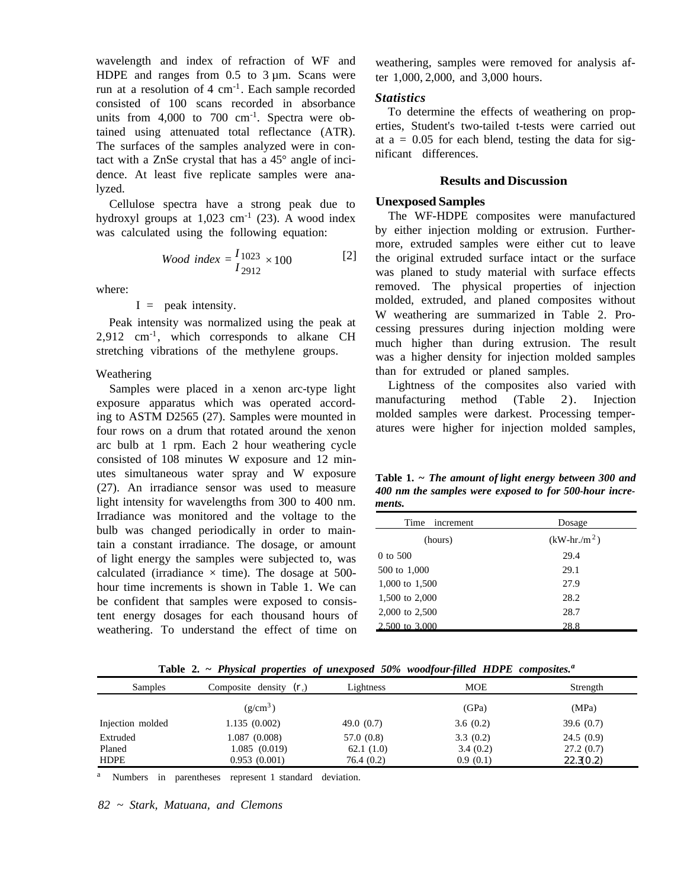wavelength and index of refraction of WF and HDPE and ranges from 0.5 to 3 µm. Scans were run at a resolution of 4 $cm^{-1}$. Each sample recorded consisted of 100 scans recorded in absorbance units from 4,000 to 700 $cm^{-1}$. Spectra were obtained using attenuated total reflectance (ATR). The surfaces of the samples analyzed were in contact with a ZnSe crystal that has a 45° angle of incidence. At least five replicate samples were analyzed.

Cellulose spectra have a strong peak due to hydroxyl groups at 1,023 $cm^{-1}$ (23). A wood index was calculated using the following equation:

$$Wood\ index = \frac{I_{1023}}{I_{2912}} \times 100 \qquad [2]$$

where:

I = peak intensity.

Peak intensity was normalized using the peak at 2,912 $cm^{-1}$, which corresponds to alkane CH stretching vibrations of the methylene groups.

Weathering

Samples were placed in a xenon arc-type light exposure apparatus which was operated according to ASTM D2565 (27). Samples were mounted in four rows on a drum that rotated around the xenon arc bulb at 1 rpm. Each 2 hour weathering cycle consisted of 108 minutes W exposure and 12 minutes simultaneous water spray and W exposure (27). An irradiance sensor was used to measure light intensity for wavelengths from 300 to 400 nm. Irradiance was monitored and the voltage to the bulb was changed periodically in order to maintain a constant irradiance. The dosage, or amount of light energy the samples were subjected to, was calculated (irradiance × time). The dosage at 500-hour time increments is shown in Table 1. We can be confident that samples were exposed to consistent energy dosages for each thousand hours of weathering. To understand the effect of time on weathering, samples were removed for analysis after 1,000, 2,000, and 3,000 hours.

### *Statistics*

To determine the effects of weathering on properties, Student's two-tailed t-tests were carried out at a = 0.05 for each blend, testing the data for significant differences.

## Results and Discussion

### Unexposed Samples

The WF-HDPE composites were manufactured by either injection molding or extrusion. Furthermore, extruded samples were either cut to leave the original extruded surface intact or the surface was planed to study material with surface effects removed. The physical properties of injection molded, extruded, and planed composites without W weathering are summarized in Table 2. Processing pressures during injection molding were much higher than during extrusion. The result was a higher density for injection molded samples than for extruded or planed samples.

Lightness of the composites also varied with manufacturing method (Table 2). Injection molded samples were darkest. Processing temperatures were higher for injection molded samples,

**Table 1. ~ *The amount of light energy between 300 and 400 nm the samples were exposed to for 500-hour increments.***

| Time increment (hours) | Dosage ($kW\text{-}hr./m^2$) |
|---|---|
| 0 to 500 | 29.4 |
| 500 to 1,000 | 29.1 |
| 1,000 to 1,500 | 27.9 |
| 1,500 to 2,000 | 28.2 |
| 2,000 to 2,500 | 28.7 |
| 2,500 to 3,000 | 28.8 |

**Table 2. ~ *Physical properties of unexposed 50% woodfour-filled HDPE composites.*[a]**

| Samples | Composite density ($\rho_c$) ($g/cm^3$) | Lightness | MOE (GPa) | Strength (MPa) |
|---|---|---|---|---|
| Injection molded | 1.135 (0.002) | 49.0 (0.7) | 3.6 (0.2) | 39.6 (0.7) |
| Extruded | 1.087 (0.008) | 57.0 (0.8) | 3.3 (0.2) | 24.5 (0.9) |
| Planed | 1.085 (0.019) | 62.1 (1.0) | 3.4 (0.2) | 27.2 (0.7) |
| HDPE | 0.953 (0.001) | 76.4 (0.2) | 0.9 (0.1) | 22.3 (0.2) |

[a] Numbers in parentheses represent 1 standard deviation.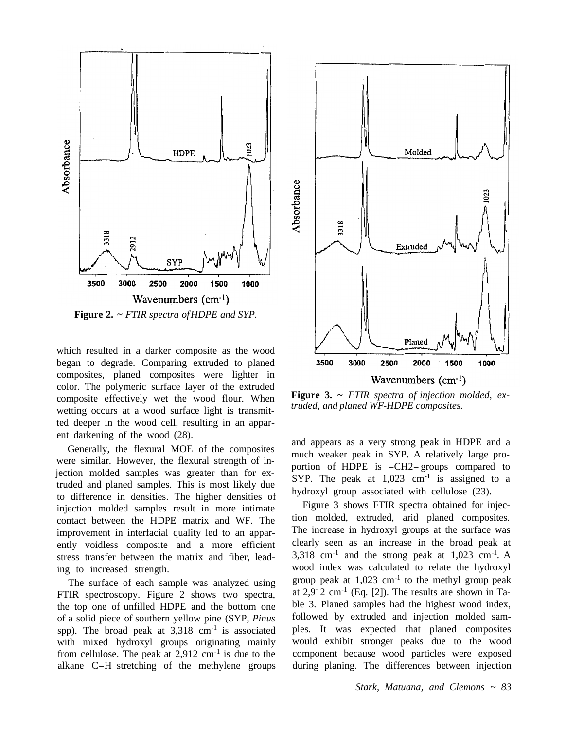**Figure 2.** ~ *FTIR spectra of HDPE and SYP.*

which resulted in a darker composite as the wood began to degrade. Comparing extruded to planed composites, planed composites were lighter in color. The polymeric surface layer of the extruded composite effectively wet the wood flour. When wetting occurs at a wood surface light is transmitted deeper in the wood cell, resulting in an apparent darkening of the wood (28).

Generally, the flexural MOE of the composites were similar. However, the flexural strength of injection molded samples was greater than for extruded and planed samples. This is most likely due to difference in densities. The higher densities of injection molded samples result in more intimate contact between the HDPE matrix and WF. The improvement in interfacial quality led to an apparently voidless composite and a more efficient stress transfer between the matrix and fiber, leading to increased strength.

The surface of each sample was analyzed using FTIR spectroscopy. Figure 2 shows two spectra, the top one of unfilled HDPE and the bottom one of a solid piece of southern yellow pine (SYP, *Pinus* spp). The broad peak at 3,318 $cm^{-1}$ is associated with mixed hydroxyl groups originating mainly from cellulose. The peak at 2,912 $cm^{-1}$ is due to the alkane C–H stretching of the methylene groups and appears as a very strong peak in HDPE and a much weaker peak in SYP. A relatively large proportion of HDPE is $-CH_2-$ groups compared to SYP. The peak at 1,023 $cm^{-1}$ is assigned to a hydroxyl group associated with cellulose (23).

**Figure 3.** ~ *FTIR spectra of injection molded, extruded, and planed WF-HDPE composites.*

Figure 3 shows FTIR spectra obtained for injection molded, extruded, arid planed composites. The increase in hydroxyl groups at the surface was clearly seen as an increase in the broad peak at 3,318 $cm^{-1}$ and the strong peak at 1,023 $cm^{-1}$. A wood index was calculated to relate the hydroxyl group peak at 1,023 $cm^{-1}$ to the methyl group peak at 2,912 $cm^{-1}$ (Eq. [2]). The results are shown in Table 3. Planed samples had the highest wood index, followed by extruded and injection molded samples. It was expected that planed composites would exhibit stronger peaks due to the wood component because wood particles were exposed during planing. The differences between injection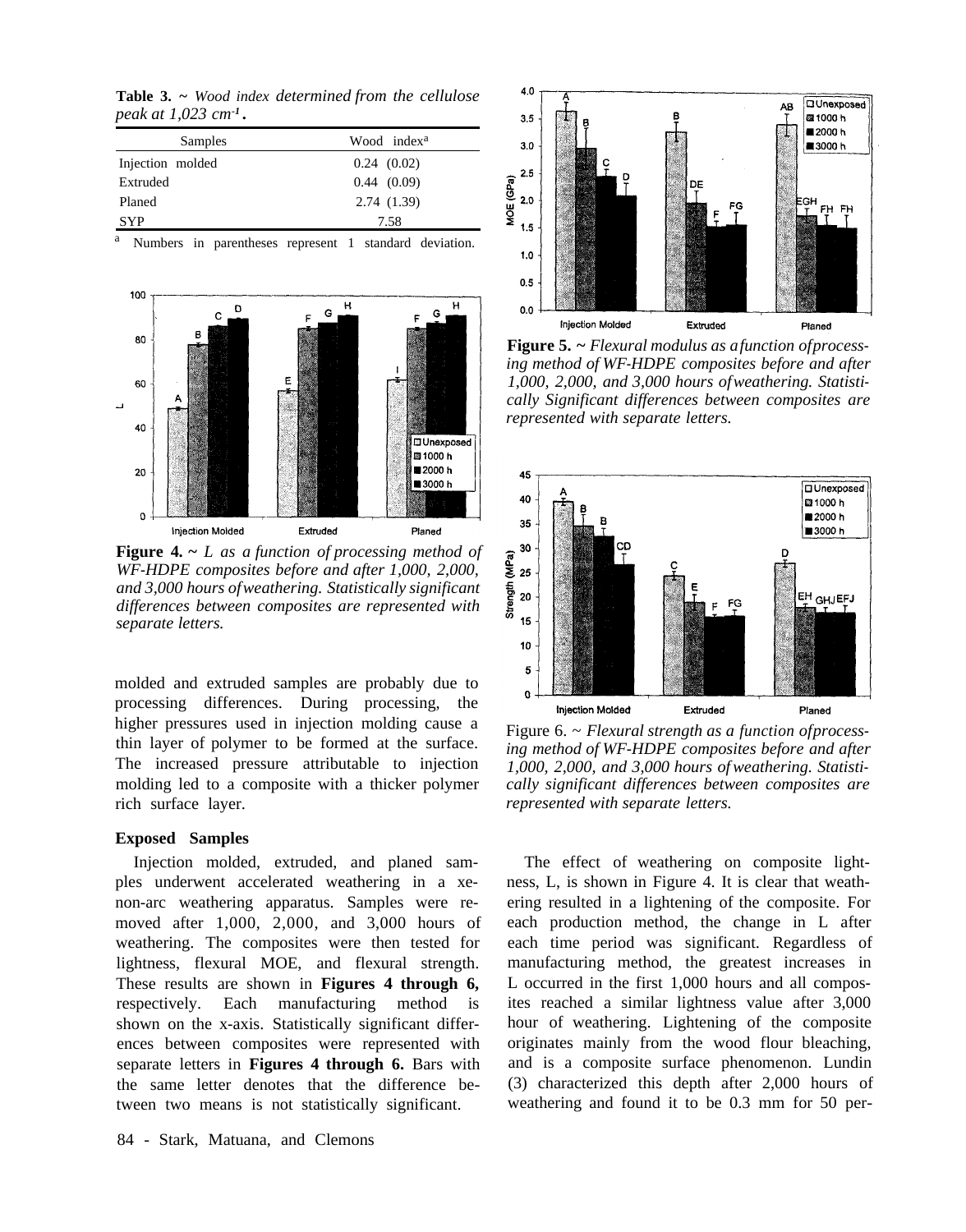**Table 3.** ~ *Wood index determined from the cellulose peak at 1,023 $cm^{-1}$.*

| Samples | Wood index[a] |
|---|---|
| Injection molded | 0.24 (0.02) |
| Extruded | 0.44 (0.09) |
| Planed | 2.74 (1.39) |
| SYP | 7.58 |

[a] Numbers in parentheses represent 1 standard deviation.

**Figure 4.** ~ *L as a function of processing method of WF-HDPE composites before and after 1,000, 2,000, and 3,000 hours of weathering. Statistically significant differences between composites are represented with separate letters.*

molded and extruded samples are probably due to processing differences. During processing, the higher pressures used in injection molding cause a thin layer of polymer to be formed at the surface. The increased pressure attributable to injection molding led to a composite with a thicker polymer rich surface layer.

**Figure 5.** ~ *Flexural modulus as a function of processing method of WF-HDPE composites before and after 1,000, 2,000, and 3,000 hours of weathering. Statistically Significant differences between composites are represented with separate letters.*

**Figure 6.** ~ *Flexural strength as a function of processing method of WF-HDPE composites before and after 1,000, 2,000, and 3,000 hours of weathering. Statistically significant differences between composites are represented with separate letters.*

### Exposed Samples

Injection molded, extruded, and planed samples underwent accelerated weathering in a xenon-arc weathering apparatus. Samples were removed after 1,000, 2,000, and 3,000 hours of weathering. The composites were then tested for lightness, flexural MOE, and flexural strength. These results are shown in **Figures 4 through 6,** respectively. Each manufacturing method is shown on the x-axis. Statistically significant differences between composites were represented with separate letters in **Figures 4 through 6.** Bars with the same letter denotes that the difference between two means is not statistically significant.

The effect of weathering on composite lightness, L, is shown in Figure 4. It is clear that weathering resulted in a lightening of the composite. For each production method, the change in L after each time period was significant. Regardless of manufacturing method, the greatest increases in L occurred in the first 1,000 hours and all composites reached a similar lightness value after 3,000 hour of weathering. Lightening of the composite originates mainly from the wood flour bleaching, and is a composite surface phenomenon. Lundin (3) characterized this depth after 2,000 hours of weathering and found it to be 0.3 mm for 50 per-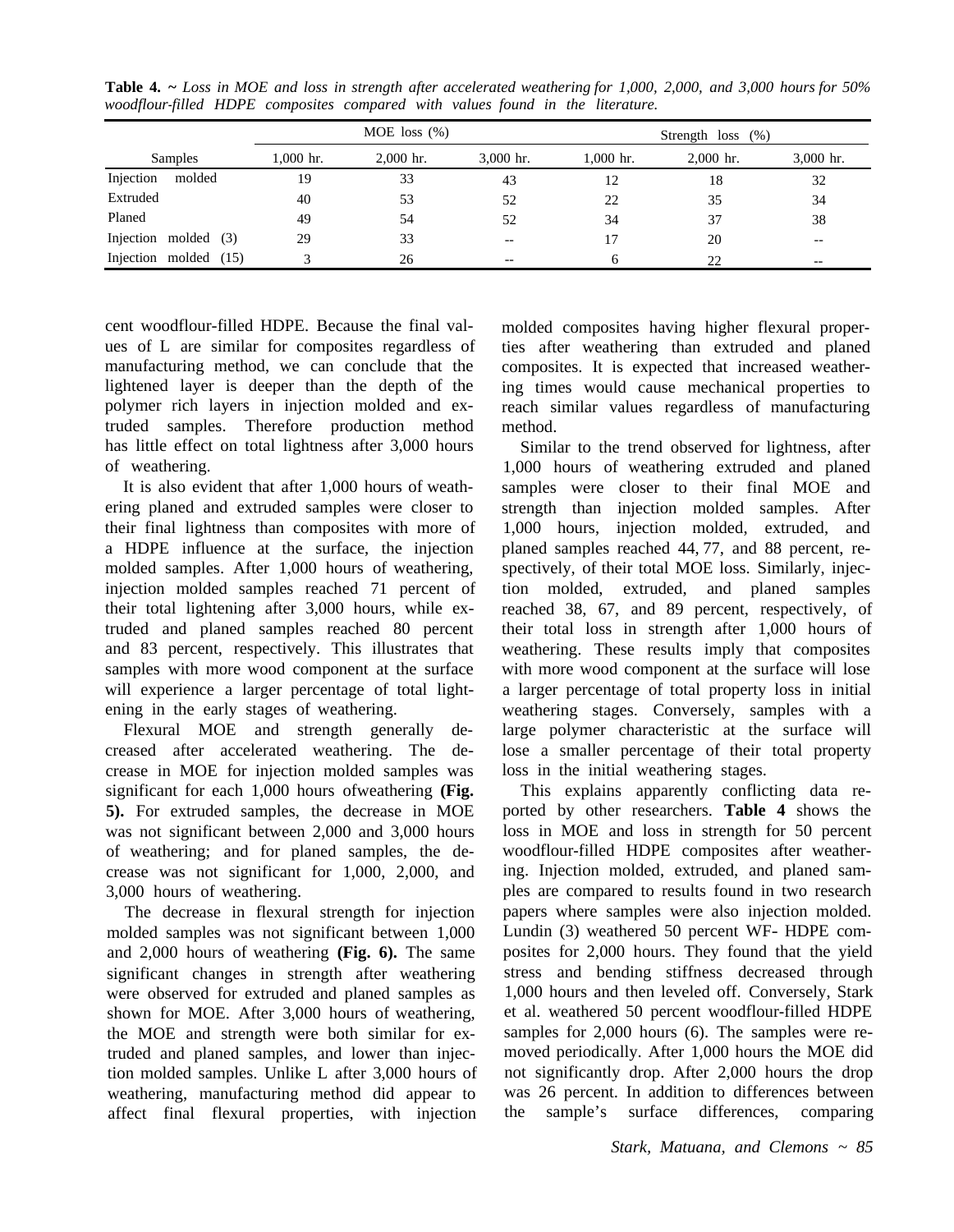**Table 4.** ~ *Loss in MOE and loss in strength after accelerated weathering for 1,000, 2,000, and 3,000 hours for 50% woodflour-filled HDPE composites compared with values found in the literature.*

| Samples | MOE loss (%) | | | Strength loss (%) | | |
|---|---|---|---|---|---|---|
| | 1,000 hr. | 2,000 hr. | 3,000 hr. | 1,000 hr. | 2,000 hr. | 3,000 hr. |
| Injection molded | 19 | 33 | 43 | 12 | 18 | 32 |
| Extruded | 40 | 53 | 52 | 22 | 35 | 34 |
| Planed | 49 | 54 | 52 | 34 | 37 | 38 |
| Injection molded (3) | 29 | 33 | -- | 17 | 20 | -- |
| Injection molded (15) | 3 | 26 | -- | 6 | 22 | -- |

cent woodflour-filled HDPE. Because the final values of L are similar for composites regardless of manufacturing method, we can conclude that the lightened layer is deeper than the depth of the polymer rich layers in injection molded and extruded samples. Therefore production method has little effect on total lightness after 3,000 hours of weathering.

It is also evident that after 1,000 hours of weathering planed and extruded samples were closer to their final lightness than composites with more of a HDPE influence at the surface, the injection molded samples. After 1,000 hours of weathering, injection molded samples reached 71 percent of their total lightening after 3,000 hours, while extruded and planed samples reached 80 percent and 83 percent, respectively. This illustrates that samples with more wood component at the surface will experience a larger percentage of total lightening in the early stages of weathering.

Flexural MOE and strength generally decreased after accelerated weathering. The decrease in MOE for injection molded samples was significant for each 1,000 hours ofweathering **(Fig. 5).** For extruded samples, the decrease in MOE was not significant between 2,000 and 3,000 hours of weathering; and for planed samples, the decrease was not significant for 1,000, 2,000, and 3,000 hours of weathering.

The decrease in flexural strength for injection molded samples was not significant between 1,000 and 2,000 hours of weathering **(Fig. 6).** The same significant changes in strength after weathering were observed for extruded and planed samples as shown for MOE. After 3,000 hours of weathering, the MOE and strength were both similar for extruded and planed samples, and lower than injection molded samples. Unlike L after 3,000 hours of weathering, manufacturing method did appear to affect final flexural properties, with injection molded composites having higher flexural properties after weathering than extruded and planed composites. It is expected that increased weathering times would cause mechanical properties to reach similar values regardless of manufacturing method.

Similar to the trend observed for lightness, after 1,000 hours of weathering extruded and planed samples were closer to their final MOE and strength than injection molded samples. After 1,000 hours, injection molded, extruded, and planed samples reached 44, 77, and 88 percent, respectively, of their total MOE loss. Similarly, injection molded, extruded, and planed samples reached 38, 67, and 89 percent, respectively, of their total loss in strength after 1,000 hours of weathering. These results imply that composites with more wood component at the surface will lose a larger percentage of total property loss in initial weathering stages. Conversely, samples with a large polymer characteristic at the surface will lose a smaller percentage of their total property loss in the initial weathering stages.

This explains apparently conflicting data reported by other researchers. **Table 4** shows the loss in MOE and loss in strength for 50 percent woodflour-filled HDPE composites after weathering. Injection molded, extruded, and planed samples are compared to results found in two research papers where samples were also injection molded. Lundin (3) weathered 50 percent WF- HDPE composites for 2,000 hours. They found that the yield stress and bending stiffness decreased through 1,000 hours and then leveled off. Conversely, Stark et al. weathered 50 percent woodflour-filled HDPE samples for 2,000 hours (6). The samples were removed periodically. After 1,000 hours the MOE did not significantly drop. After 2,000 hours the drop was 26 percent. In addition to differences between the sample's surface differences, comparing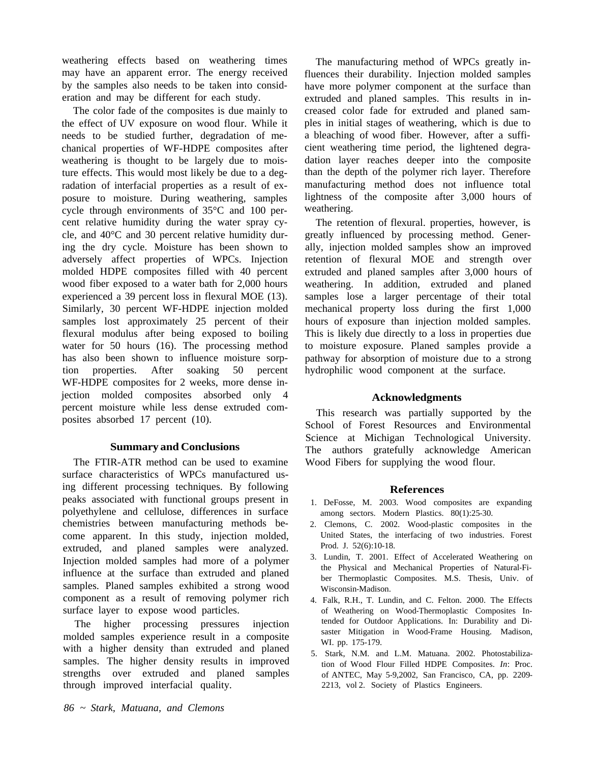weathering effects based on weathering times may have an apparent error. The energy received by the samples also needs to be taken into consideration and may be different for each study.

The color fade of the composites is due mainly to the effect of UV exposure on wood flour. While it needs to be studied further, degradation of mechanical properties of WF-HDPE composites after weathering is thought to be largely due to moisture effects. This would most likely be due to a degradation of interfacial properties as a result of exposure to moisture. During weathering, samples cycle through environments of 35°C and 100 percent relative humidity during the water spray cycle, and 40°C and 30 percent relative humidity during the dry cycle. Moisture has been shown to adversely affect properties of WPCs. Injection molded HDPE composites filled with 40 percent wood fiber exposed to a water bath for 2,000 hours experienced a 39 percent loss in flexural MOE (13). Similarly, 30 percent WF-HDPE injection molded samples lost approximately 25 percent of their flexural modulus after being exposed to boiling water for 50 hours (16). The processing method has also been shown to influence moisture sorption properties. After soaking 50 percent WF-HDPE composites for 2 weeks, more dense injection molded composites absorbed only 4 percent moisture while less dense extruded composites absorbed 17 percent (10).

## Summary and Conclusions

The FTIR-ATR method can be used to examine surface characteristics of WPCs manufactured using different processing techniques. By following peaks associated with functional groups present in polyethylene and cellulose, differences in surface chemistries between manufacturing methods become apparent. In this study, injection molded, extruded, and planed samples were analyzed. Injection molded samples had more of a polymer influence at the surface than extruded and planed samples. Planed samples exhibited a strong wood component as a result of removing polymer rich surface layer to expose wood particles.

The higher processing pressures injection molded samples experience result in a composite with a higher density than extruded and planed samples. The higher density results in improved strengths over extruded and planed samples through improved interfacial quality.

The manufacturing method of WPCs greatly influences their durability. Injection molded samples have more polymer component at the surface than extruded and planed samples. This results in increased color fade for extruded and planed samples in initial stages of weathering, which is due to a bleaching of wood fiber. However, after a sufficient weathering time period, the lightened degradation layer reaches deeper into the composite than the depth of the polymer rich layer. Therefore manufacturing method does not influence total lightness of the composite after 3,000 hours of weathering.

The retention of flexural. properties, however, is greatly influenced by processing method. Generally, injection molded samples show an improved retention of flexural MOE and strength over extruded and planed samples after 3,000 hours of weathering. In addition, extruded and planed samples lose a larger percentage of their total mechanical property loss during the first 1,000 hours of exposure than injection molded samples. This is likely due directly to a loss in properties due to moisture exposure. Planed samples provide a pathway for absorption of moisture due to a strong hydrophilic wood component at the surface.

## Acknowledgments

This research was partially supported by the School of Forest Resources and Environmental Science at Michigan Technological University. The authors gratefully acknowledge American Wood Fibers for supplying the wood flour.

## References

1. DeFosse, M. 2003. Wood composites are expanding among sectors. Modern Plastics. 80(1):25-30.
2. Clemons, C. 2002. Wood-plastic composites in the United States, the interfacing of two industries. Forest Prod. J. 52(6):10-18.
3. Lundin, T. 2001. Effect of Accelerated Weathering on the Physical and Mechanical Properties of Natural-Fiber Thermoplastic Composites. M.S. Thesis, Univ. of Wisconsin-Madison.
4. Falk, R.H., T. Lundin, and C. Felton. 2000. The Effects of Weathering on Wood-Thermoplastic Composites Intended for Outdoor Applications. In: Durability and Disaster Mitigation in Wood-Frame Housing. Madison, WI. pp. 175-179.
5. Stark, N.M. and L.M. Matuana. 2002. Photostabilization of Wood Flour Filled HDPE Composites. *In*: Proc. of ANTEC, May 5-9,2002, San Francisco, CA, pp. 2209-2213, vol 2. Society of Plastics Engineers.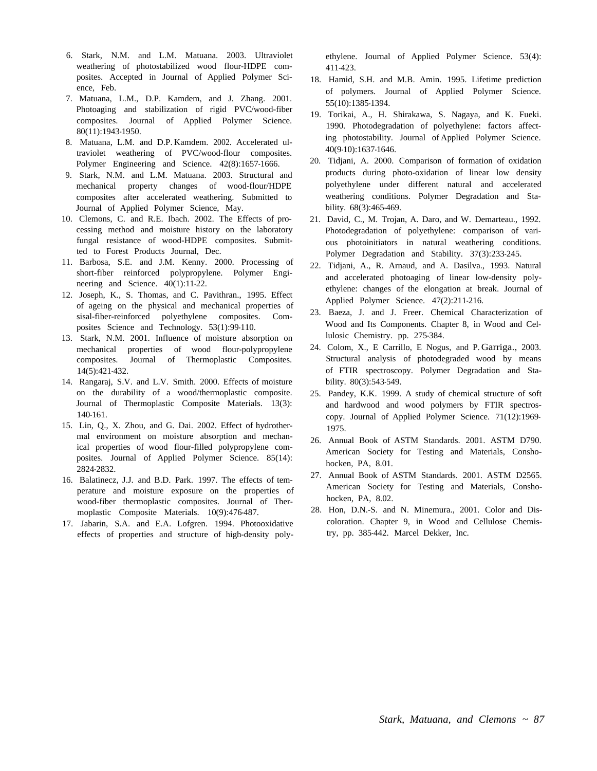6. Stark, N.M. and L.M. Matuana. 2003. Ultraviolet weathering of photostabilized wood flour-HDPE composites. Accepted in Journal of Applied Polymer Science, Feb.
7. Matuana, L.M., D.P. Kamdem, and J. Zhang. 2001. Photoaging and stabilization of rigid PVC/wood-fiber composites. Journal of Applied Polymer Science. 80(11):1943-1950.
8. Matuana, L.M. and D.P. Kamdem. 2002. Accelerated ultraviolet weathering of PVC/wood-flour composites. Polymer Engineering and Science. 42(8):1657-1666.
9. Stark, N.M. and L.M. Matuana. 2003. Structural and mechanical property changes of wood-flour/HDPE composites after accelerated weathering. Submitted to Journal of Applied Polymer Science, May.
10. Clemons, C. and R.E. Ibach. 2002. The Effects of processing method and moisture history on the laboratory fungal resistance of wood-HDPE composites. Submitted to Forest Products Journal, Dec.
11. Barbosa, S.E. and J.M. Kenny. 2000. Processing of short-fiber reinforced polypropylene. Polymer Engineering and Science. 40(1):11-22.
12. Joseph, K., S. Thomas, and C. Pavithran., 1995. Effect of ageing on the physical and mechanical properties of sisal-fiber-reinforced polyethylene composites. Composites Science and Technology. 53(1):99-110.
13. Stark, N.M. 2001. Influence of moisture absorption on mechanical properties of wood flour-polypropylene composites. Journal of Thermoplastic Composites. 14(5):421-432.
14. Rangaraj, S.V. and L.V. Smith. 2000. Effects of moisture on the durability of a wood/thermoplastic composite. Journal of Thermoplastic Composite Materials. 13(3): 140-161.
15. Lin, Q., X. Zhou, and G. Dai. 2002. Effect of hydrothermal environment on moisture absorption and mechanical properties of wood flour-filled polypropylene composites. Journal of Applied Polymer Science. 85(14): 2824-2832.
16. Balatinecz, J.J. and B.D. Park. 1997. The effects of temperature and moisture exposure on the properties of wood-fiber thermoplastic composites. Journal of Thermoplastic Composite Materials. 10(9):476-487.
17. Jabarin, S.A. and E.A. Lofgren. 1994. Photooxidative effects of properties and structure of high-density polyethylene. Journal of Applied Polymer Science. 53(4): 411-423.
18. Hamid, S.H. and M.B. Amin. 1995. Lifetime prediction of polymers. Journal of Applied Polymer Science. 55(10):1385-1394.
19. Torikai, A., H. Shirakawa, S. Nagaya, and K. Fueki. 1990. Photodegradation of polyethylene: factors affecting photostability. Journal of Applied Polymer Science. 40(9-10):1637-1646.
20. Tidjani, A. 2000. Comparison of formation of oxidation products during photo-oxidation of linear low density polyethylene under different natural and accelerated weathering conditions. Polymer Degradation and Stability. 68(3):465-469.
21. David, C., M. Trojan, A. Daro, and W. Demarteau., 1992. Photodegradation of polyethylene: comparison of various photoinitiators in natural weathering conditions. Polymer Degradation and Stability. 37(3):233-245.
22. Tidjani, A., R. Arnaud, and A. Dasilva., 1993. Natural and accelerated photoaging of linear low-density polyethylene: changes of the elongation at break. Journal of Applied Polymer Science. 47(2):211-216.
23. Baeza, J. and J. Freer. Chemical Characterization of Wood and Its Components. Chapter 8, in Wood and Cellulosic Chemistry. pp. 275-384.
24. Colom, X., E Carrillo, E Nogus, and P. Garriga., 2003. Structural analysis of photodegraded wood by means of FTIR spectroscopy. Polymer Degradation and Stability. 80(3):543-549.
25. Pandey, K.K. 1999. A study of chemical structure of soft and hardwood and wood polymers by FTIR spectroscopy. Journal of Applied Polymer Science. 71(12):1969-1975.
26. Annual Book of ASTM Standards. 2001. ASTM D790. American Society for Testing and Materials, Conshohocken, PA, 8.01.
27. Annual Book of ASTM Standards. 2001. ASTM D2565. American Society for Testing and Materials, Conshohocken, PA, 8.02.
28. Hon, D.N.-S. and N. Minemura., 2001. Color and Discoloration. Chapter 9, in Wood and Cellulose Chemistry, pp. 385-442. Marcel Dekker, Inc.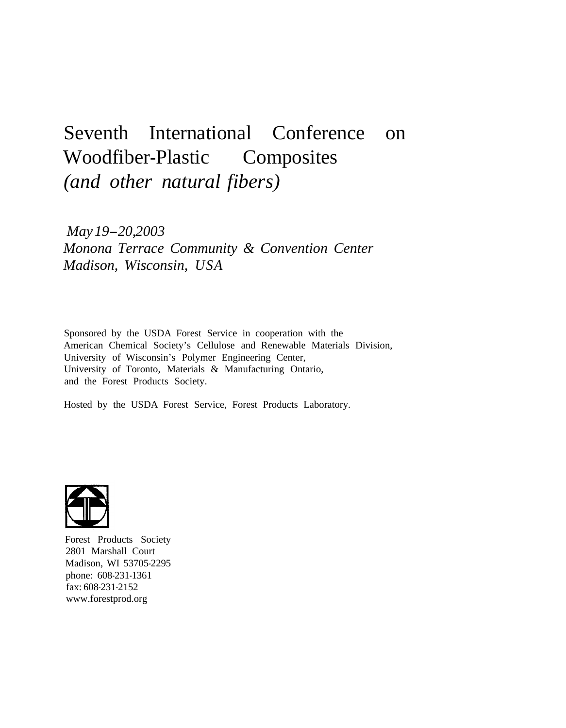# Seventh International Conference on Woodfiber-Plastic Composites
*(and other natural fibers)*

*May 19–20, 2003*
*Monona Terrace Community & Convention Center*
*Madison, Wisconsin, USA*

Sponsored by the USDA Forest Service in cooperation with the American Chemical Society's Cellulose and Renewable Materials Division, University of Wisconsin's Polymer Engineering Center, University of Toronto, Materials & Manufacturing Ontario, and the Forest Products Society.

Hosted by the USDA Forest Service, Forest Products Laboratory.

Forest Products Society
2801 Marshall Court
Madison, WI 53705-2295
phone: 608-231-1361
fax: 608-231-2152
www.forestprod.org